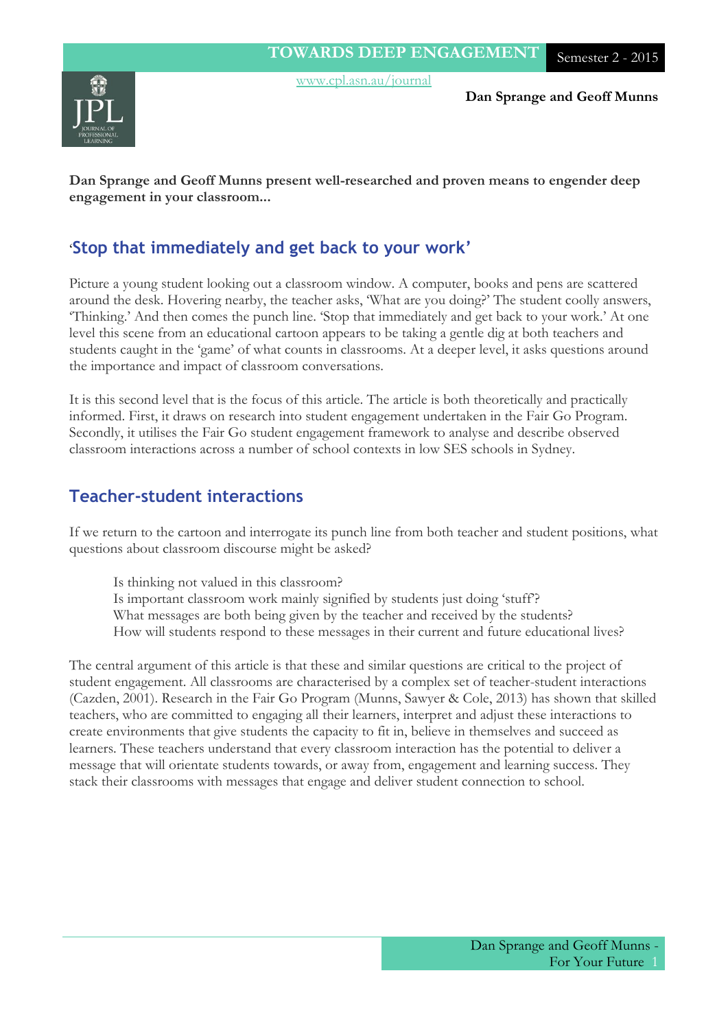# TOWARDS DEEP ENGAGEMENT

www.cpl.asn.au/journal

**Dan Sprange and Geoff Munns**

**Dan Sprange and Geoff Munns present well-researched and proven means to engender deep engagement in your classroom...**

## 'Stop that immediately and get back to your work'

Picture a young student looking out a classroom window. A computer, books and pens are scattered around the desk. Hovering nearby, the teacher asks, 'What are you doing?' The student coolly answers, 'Thinking.' And then comes the punch line. 'Stop that immediately and get back to your work.' At one level this scene from an educational cartoon appears to be taking a gentle dig at both teachers and students caught in the 'game' of what counts in classrooms. At a deeper level, it asks questions around the importance and impact of classroom conversations.

It is this second level that is the focus of this article. The article is both theoretically and practically informed. First, it draws on research into student engagement undertaken in the Fair Go Program. Secondly, it utilises the Fair Go student engagement framework to analyse and describe observed classroom interactions across a number of school contexts in low SES schools in Sydney.

## Teacher-student interactions

If we return to the cartoon and interrogate its punch line from both teacher and student positions, what questions about classroom discourse might be asked?

> Is thinking not valued in this classroom?
> Is important classroom work mainly signified by students just doing 'stuff'?
> What messages are both being given by the teacher and received by the students?
> How will students respond to these messages in their current and future educational lives?

The central argument of this article is that these and similar questions are critical to the project of student engagement. All classrooms are characterised by a complex set of teacher-student interactions (Cazden, 2001). Research in the Fair Go Program (Munns, Sawyer & Cole, 2013) has shown that skilled teachers, who are committed to engaging all their learners, interpret and adjust these interactions to create environments that give students the capacity to fit in, believe in themselves and succeed as learners. These teachers understand that every classroom interaction has the potential to deliver a message that will orientate students towards, or away from, engagement and learning success. They stack their classrooms with messages that engage and deliver student connection to school.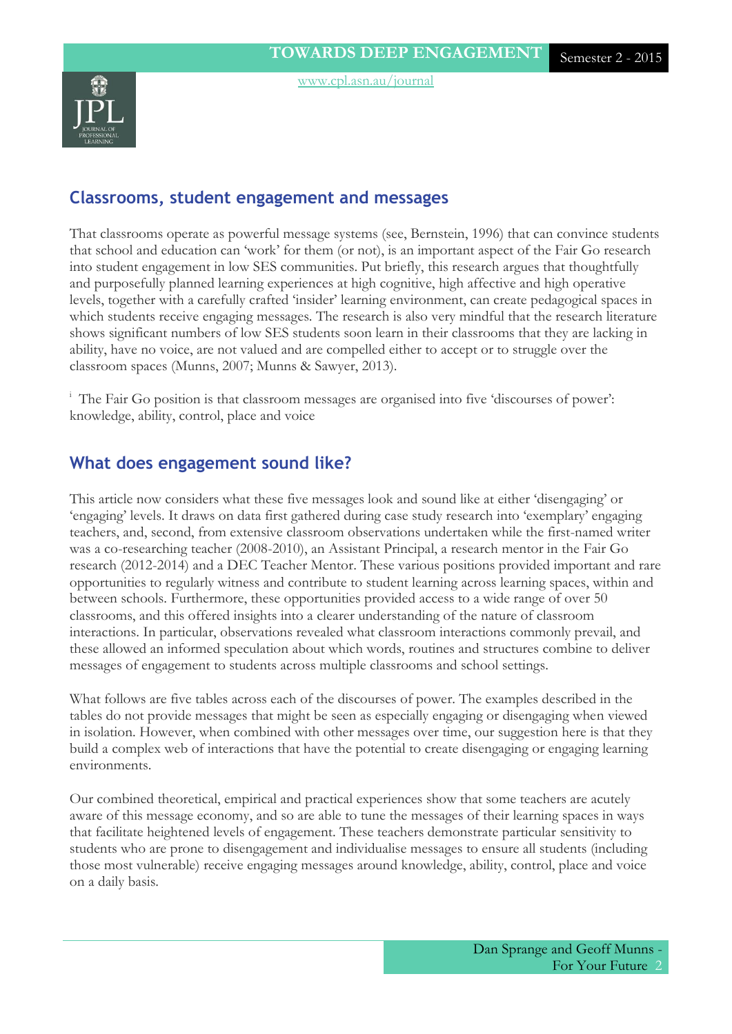## Classrooms, student engagement and messages

That classrooms operate as powerful message systems (see, Bernstein, 1996) that can convince students that school and education can 'work' for them (or not), is an important aspect of the Fair Go research into student engagement in low SES communities. Put briefly, this research argues that thoughtfully and purposefully planned learning experiences at high cognitive, high affective and high operative levels, together with a carefully crafted 'insider' learning environment, can create pedagogical spaces in which students receive engaging messages. The research is also very mindful that the research literature shows significant numbers of low SES students soon learn in their classrooms that they are lacking in ability, have no voice, are not valued and are compelled either to accept or to struggle over the classroom spaces (Munns, 2007; Munns & Sawyer, 2013).

[i] The Fair Go position is that classroom messages are organised into five 'discourses of power': knowledge, ability, control, place and voice

## What does engagement sound like?

This article now considers what these five messages look and sound like at either 'disengaging' or 'engaging' levels. It draws on data first gathered during case study research into 'exemplary' engaging teachers, and, second, from extensive classroom observations undertaken while the first-named writer was a co-researching teacher (2008-2010), an Assistant Principal, a research mentor in the Fair Go research (2012-2014) and a DEC Teacher Mentor. These various positions provided important and rare opportunities to regularly witness and contribute to student learning across learning spaces, within and between schools. Furthermore, these opportunities provided access to a wide range of over 50 classrooms, and this offered insights into a clearer understanding of the nature of classroom interactions. In particular, observations revealed what classroom interactions commonly prevail, and these allowed an informed speculation about which words, routines and structures combine to deliver messages of engagement to students across multiple classrooms and school settings.

What follows are five tables across each of the discourses of power. The examples described in the tables do not provide messages that might be seen as especially engaging or disengaging when viewed in isolation. However, when combined with other messages over time, our suggestion here is that they build a complex web of interactions that have the potential to create disengaging or engaging learning environments.

Our combined theoretical, empirical and practical experiences show that some teachers are acutely aware of this message economy, and so are able to tune the messages of their learning spaces in ways that facilitate heightened levels of engagement. These teachers demonstrate particular sensitivity to students who are prone to disengagement and individualise messages to ensure all students (including those most vulnerable) receive engaging messages around knowledge, ability, control, place and voice on a daily basis.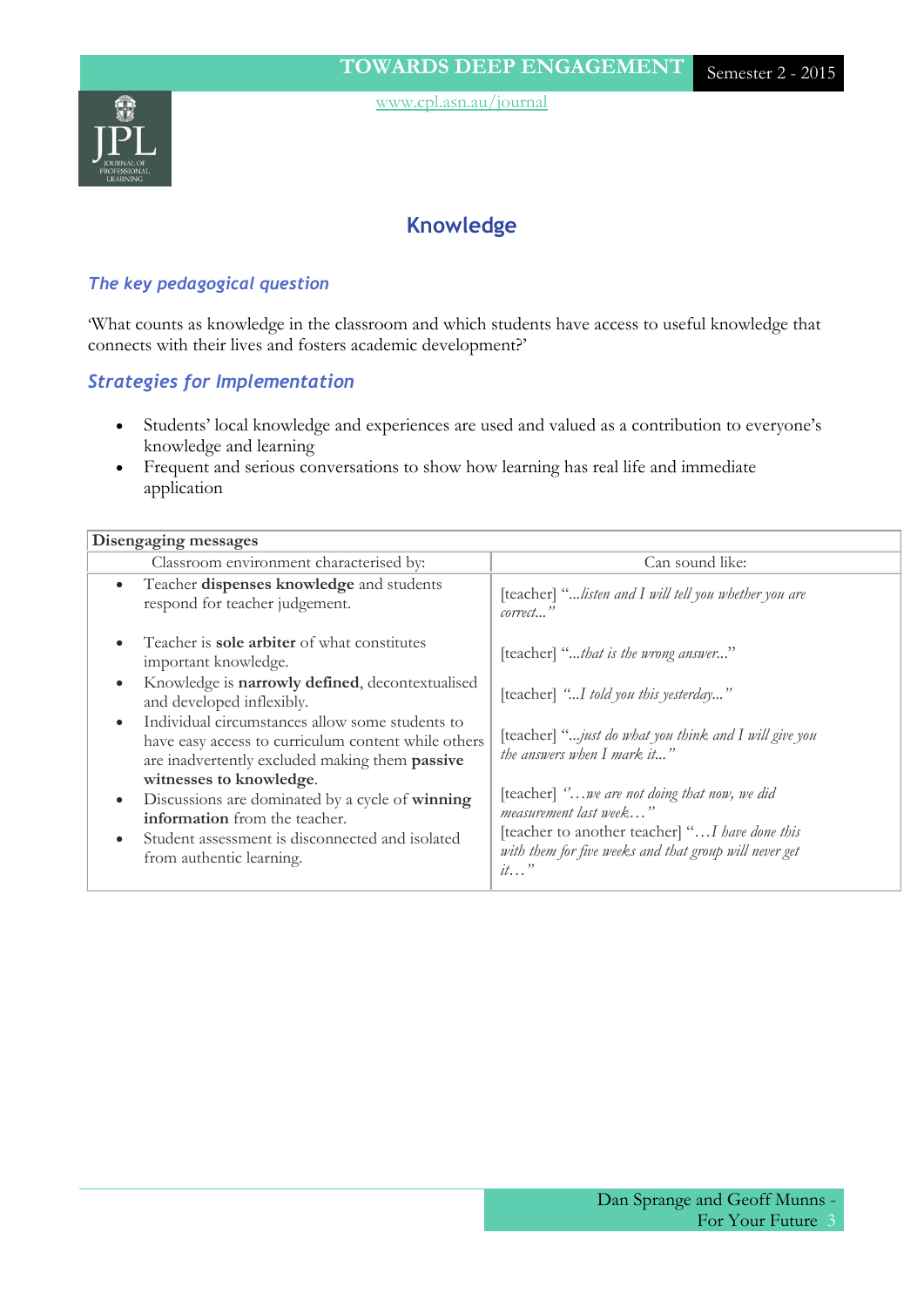## Knowledge

### *The key pedagogical question*

'What counts as knowledge in the classroom and which students have access to useful knowledge that connects with their lives and fosters academic development?'

### *Strategies for Implementation*

- Students' local knowledge and experiences are used and valued as a contribution to everyone's knowledge and learning
- Frequent and serious conversations to show how learning has real life and immediate application

| **Disengaging messages** | |
|---|---|
| Classroom environment characterised by: | Can sound like: |
| • Teacher **dispenses knowledge** and students respond for teacher judgement. | [teacher] "*...listen and I will tell you whether you are correct...*" |
| • Teacher is **sole arbiter** of what constitutes important knowledge. | [teacher] "*...that is the wrong answer...*" |
| • Knowledge is **narrowly defined**, decontextualised and developed inflexibly. | [teacher] "*...I told you this yesterday...*" |
| • Individual circumstances allow some students to have easy access to curriculum content while others are inadvertently excluded making them **passive witnesses to knowledge**. | [teacher] "*...just do what you think and I will give you the answers when I mark it...*" |
| • Discussions are dominated by a cycle of **winning information** from the teacher. | [teacher] "*…we are not doing that now, we did measurement last week…*" |
| • Student assessment is disconnected and isolated from authentic learning. | [teacher to another teacher] "*…I have done this with them for five weeks and that group will never get it…*" |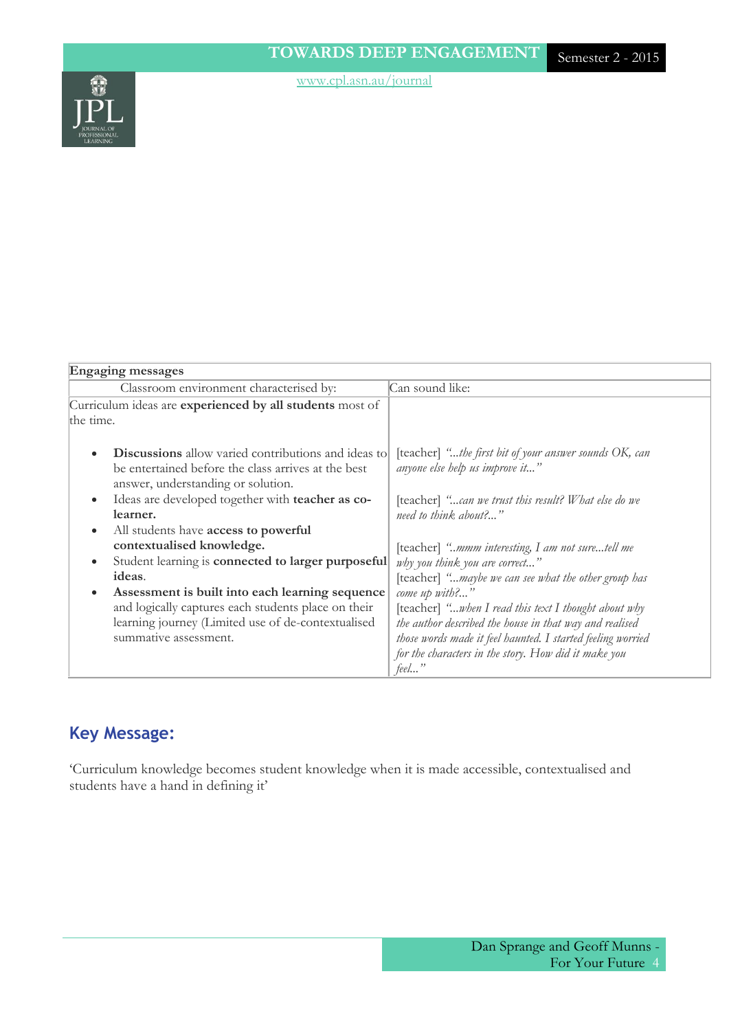| Engaging messages | |
|---|---|
| Classroom environment characterised by: | Can sound like: |
| Curriculum ideas are **experienced by all students** most of the time.<br><br>• **Discussions** allow varied contributions and ideas to be entertained before the class arrives at the best answer, understanding or solution.<br>• Ideas are developed together with **teacher as co-learner.**<br>• All students have **access to powerful contextualised knowledge.**<br>• Student learning is **connected to larger purposeful ideas**.<br>• **Assessment is built into each learning sequence** and logically captures each students place on their learning journey (Limited use of de-contextualised summative assessment. | [teacher] *"...the first bit of your answer sounds OK, can anyone else help us improve it..."*<br><br>[teacher] *"...can we trust this result? What else do we need to think about?..."*<br><br>[teacher] *"..mmm interesting, I am not sure...tell me why you think you are correct..."*<br>[teacher] *"...maybe we can see what the other group has come up with?..."*<br>[teacher] *"...when I read this text I thought about why the author described the house in that way and realised those words made it feel haunted. I started feeling worried for the characters in the story. How did it make you feel..."* |

## Key Message:

'Curriculum knowledge becomes student knowledge when it is made accessible, contextualised and students have a hand in defining it'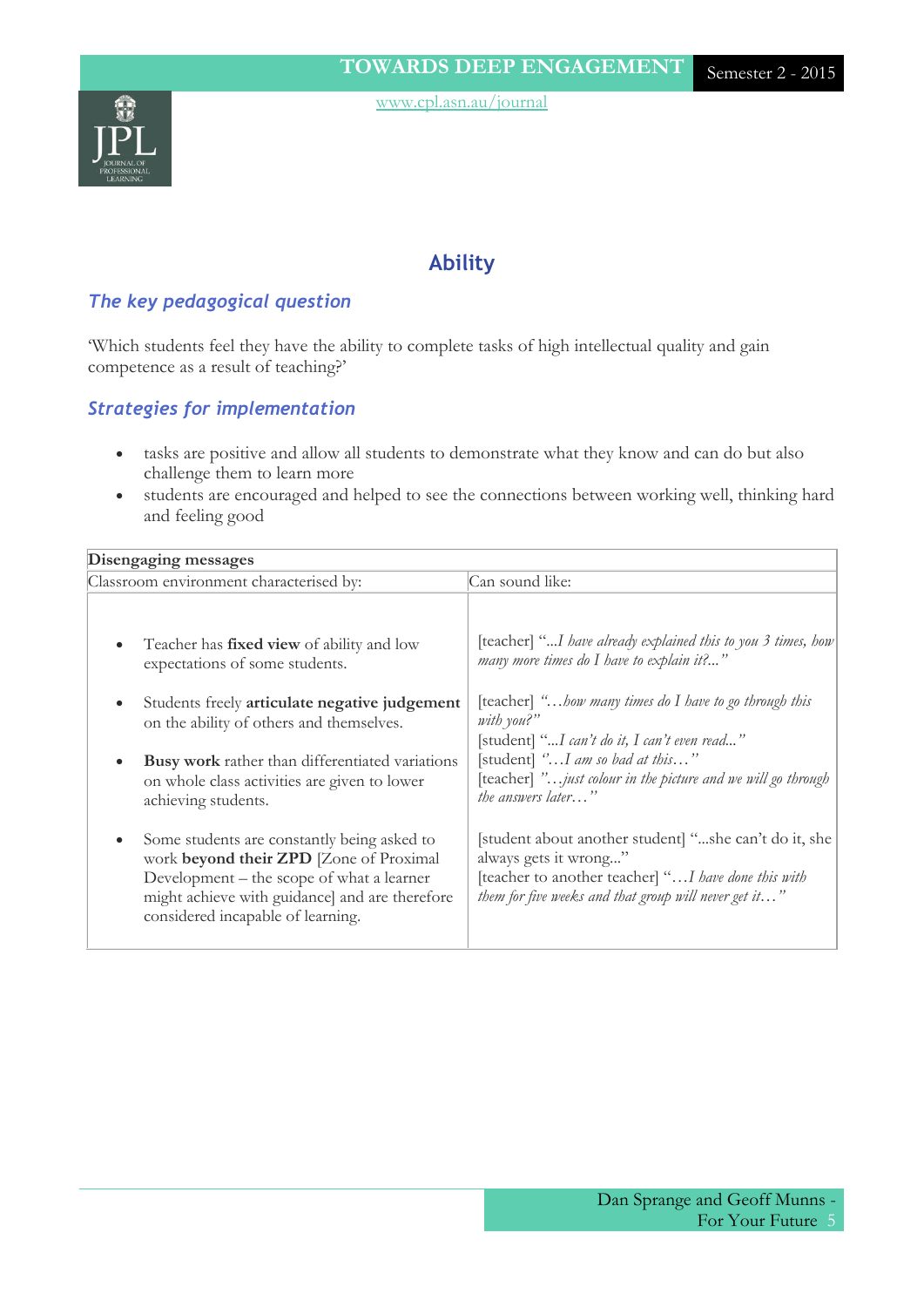## Ability

### *The key pedagogical question*

'Which students feel they have the ability to complete tasks of high intellectual quality and gain competence as a result of teaching?'

### *Strategies for implementation*

- tasks are positive and allow all students to demonstrate what they know and can do but also challenge them to learn more
- students are encouraged and helped to see the connections between working well, thinking hard and feeling good

| Disengaging messages | |
|---|---|
| Classroom environment characterised by: | Can sound like: |
| • Teacher has **fixed view** of ability and low expectations of some students. | [teacher] "*...I have already explained this to you 3 times, how many more times do I have to explain it?...*" |
| • Students freely **articulate negative judgement** on the ability of others and themselves. | [teacher] *"…how many times do I have to go through this with you?"*<br>[student] "*...I can't do it, I can't even read...*"<br>[student] *"…I am so bad at this…"* |
| • **Busy work** rather than differentiated variations on whole class activities are given to lower achieving students. | [teacher] *"…just colour in the picture and we will go through the answers later…"* |
| • Some students are constantly being asked to work **beyond their ZPD** [Zone of Proximal Development – the scope of what a learner might achieve with guidance] and are therefore considered incapable of learning. | [student about another student] "...she can't do it, she always gets it wrong..."<br>[teacher to another teacher] "*…I have done this with them for five weeks and that group will never get it…*" |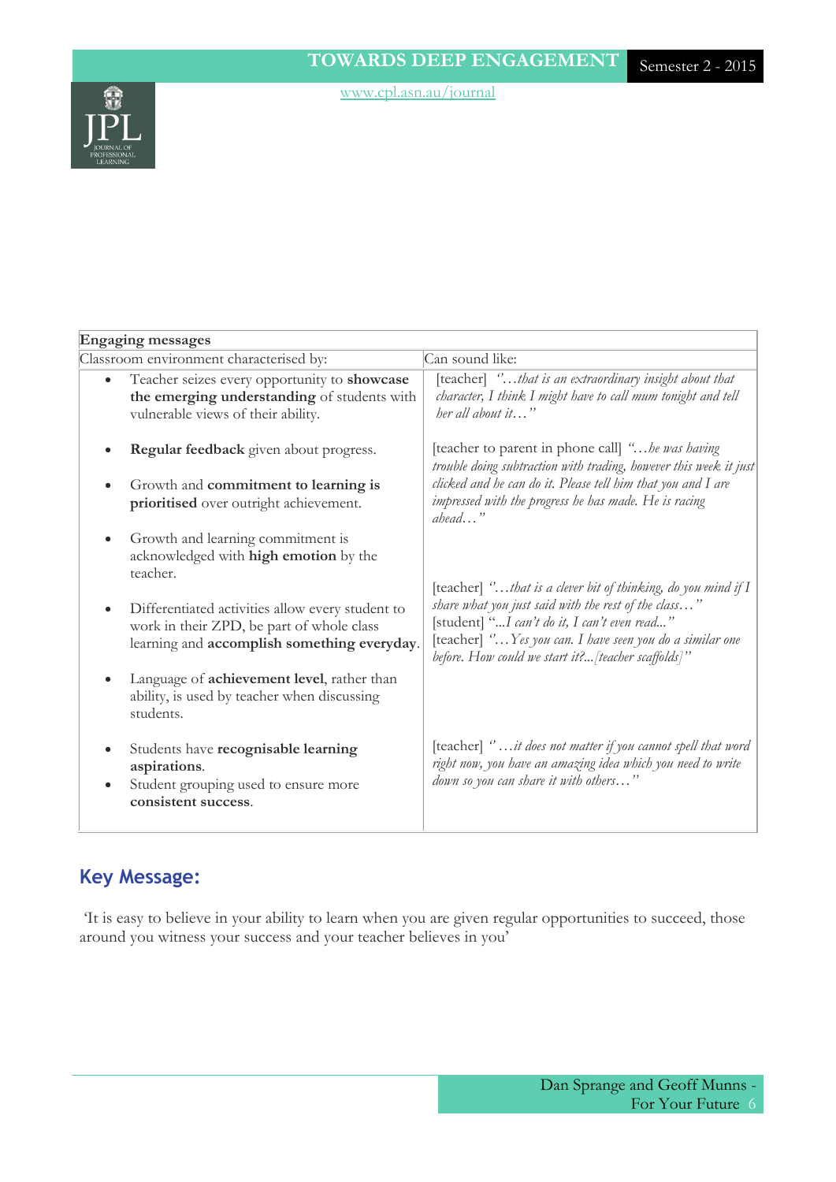| Engaging messages | |
|---|---|
| Classroom environment characterised by: | Can sound like: |
| <ul><li>Teacher seizes every opportunity to **showcase the emerging understanding** of students with vulnerable views of their ability.</li></ul> | [teacher] *"…that is an extraordinary insight about that character, I think I might have to call mum tonight and tell her all about it…"* |
| <ul><li>**Regular feedback** given about progress.</li><li>Growth and **commitment to learning is prioritised** over outright achievement.</li><li>Growth and learning commitment is acknowledged with **high emotion** by the teacher.</li></ul> | [teacher to parent in phone call] *"…he was having trouble doing subtraction with trading, however this week it just clicked and he can do it. Please tell him that you and I are impressed with the progress he has made. He is racing ahead…"* |
| <ul><li>Differentiated activities allow every student to work in their ZPD, be part of whole class learning and **accomplish something everyday**.</li><li>Language of **achievement level**, rather than ability, is used by teacher when discussing students.</li></ul> | [teacher] *"…that is a clever bit of thinking, do you mind if I share what you just said with the rest of the class…"* [student] *"…I can't do it, I can't even read…"* [teacher] *"…Yes you can. I have seen you do a similar one before. How could we start it?...[teacher scaffolds]"* |
| <ul><li>Students have **recognisable learning aspirations**.</li><li>Student grouping used to ensure more **consistent success**.</li></ul> | [teacher] *"…it does not matter if you cannot spell that word right now, you have an amazing idea which you need to write down so you can share it with others…"* |

## Key Message:

'It is easy to believe in your ability to learn when you are given regular opportunities to succeed, those around you witness your success and your teacher believes in you'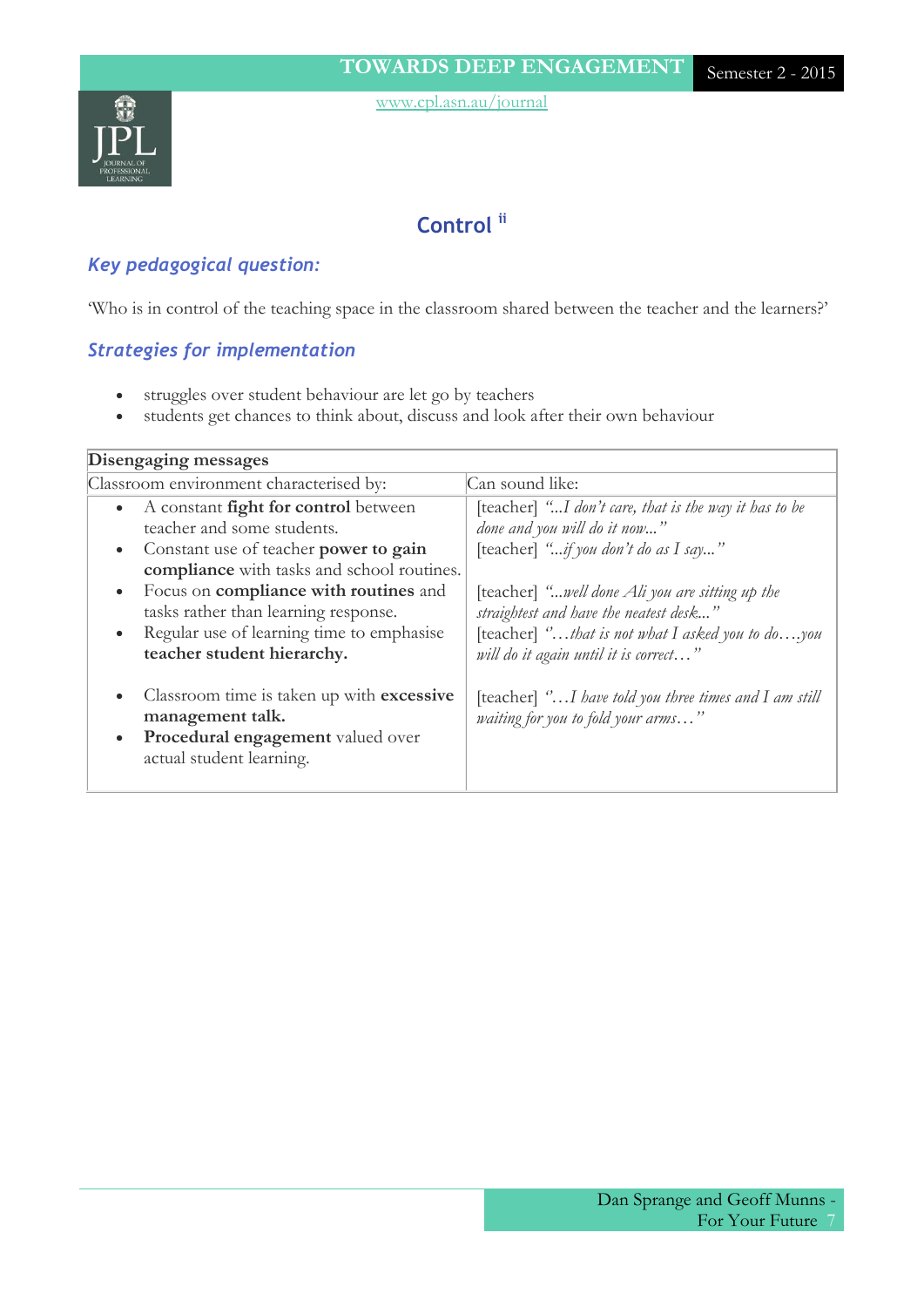## Control [ii]

### *Key pedagogical question:*

'Who is in control of the teaching space in the classroom shared between the teacher and the learners?'

### *Strategies for implementation*

- struggles over student behaviour are let go by teachers
- students get chances to think about, discuss and look after their own behaviour

| **Disengaging messages** | |
|---|---|
| Classroom environment characterised by: | Can sound like: |
| • A constant **fight for control** between teacher and some students.<br>• Constant use of teacher **power to gain compliance** with tasks and school routines.<br>• Focus on **compliance with routines** and tasks rather than learning response.<br>• Regular use of learning time to emphasise **teacher student hierarchy.**<br>• Classroom time is taken up with **excessive management talk.**<br>• **Procedural engagement** valued over actual student learning. | [teacher] *"...I don't care, that is the way it has to be done and you will do it now..."*<br>[teacher] *"...if you don't do as I say..."*<br>[teacher] *"...well done Ali you are sitting up the straightest and have the neatest desk..."*<br>[teacher] *"…that is not what I asked you to do….you will do it again until it is correct…"*<br>[teacher] *"…I have told you three times and I am still waiting for you to fold your arms…"* |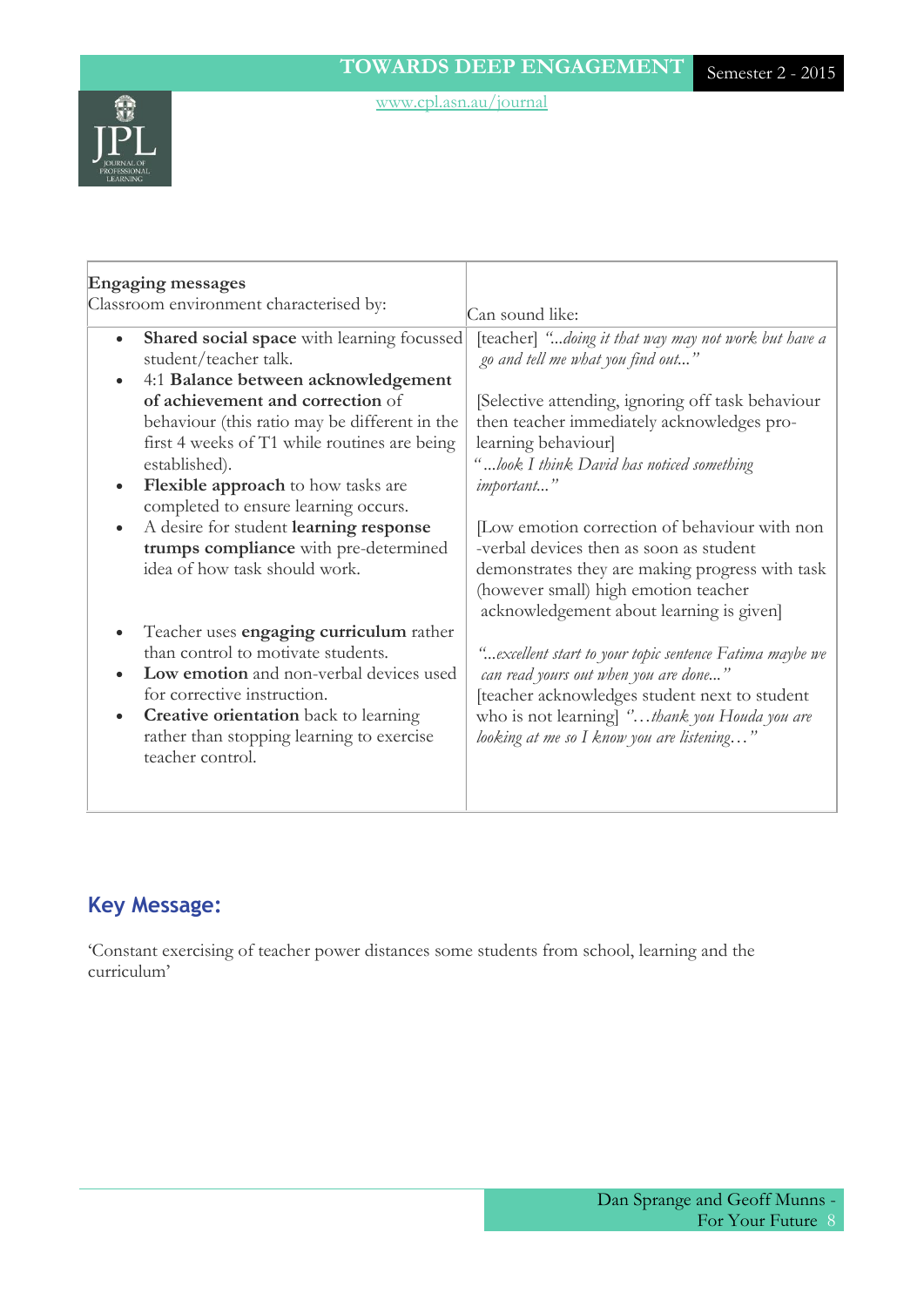| **Engaging messages**<br>Classroom environment characterised by: | Can sound like: |
| --- | --- |
| • **Shared social space** with learning focussed student/teacher talk.<br>• 4:1 **Balance between acknowledgement of achievement and correction** of behaviour (this ratio may be different in the first 4 weeks of T1 while routines are being established).<br>• **Flexible approach** to how tasks are completed to ensure learning occurs.<br>• A desire for student **learning response trumps compliance** with pre-determined idea of how task should work.<br>• Teacher uses **engaging curriculum** rather than control to motivate students.<br>• **Low emotion** and non-verbal devices used for corrective instruction.<br>• **Creative orientation** back to learning rather than stopping learning to exercise teacher control. | [teacher] *"...doing it that way may not work but have a go and tell me what you find out..."*<br><br>[Selective attending, ignoring off task behaviour then teacher immediately acknowledges pro-learning behaviour]<br>*"...look I think David has noticed something important..."*<br><br>[Low emotion correction of behaviour with non-verbal devices then as soon as student demonstrates they are making progress with task (however small) high emotion teacher acknowledgement about learning is given]<br><br>*"...excellent start to your topic sentence Fatima maybe we can read yours out when you are done..."*<br>[teacher acknowledges student next to student who is not learning] *"…thank you Houda you are looking at me so I know you are listening…"* |

## Key Message:

'Constant exercising of teacher power distances some students from school, learning and the curriculum'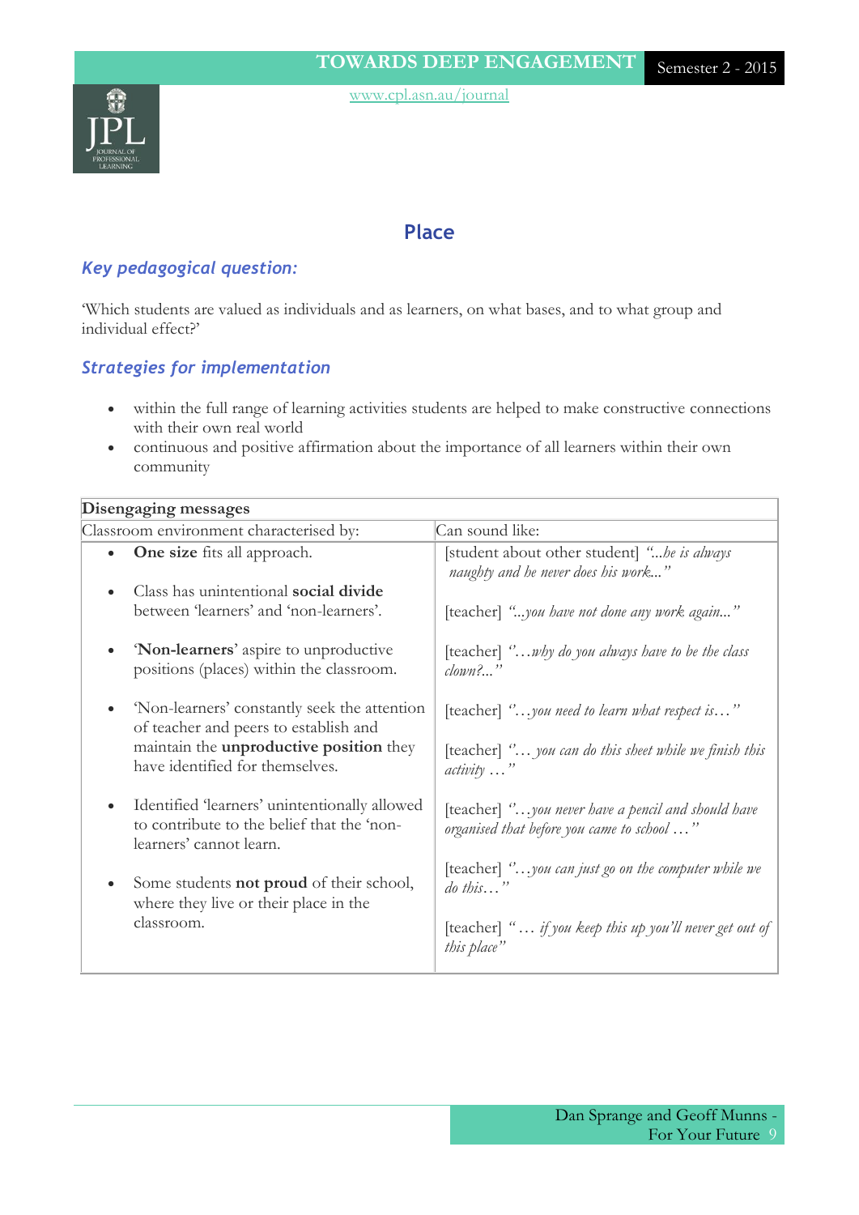## Place

### *Key pedagogical question:*

'Which students are valued as individuals and as learners, on what bases, and to what group and individual effect?'

### *Strategies for implementation*

- within the full range of learning activities students are helped to make constructive connections with their own real world
- continuous and positive affirmation about the importance of all learners within their own community

| **Disengaging messages** | |
|---|---|
| Classroom environment characterised by: | Can sound like: |
| • **One size** fits all approach.<br><br>• Class has unintentional **social divide** between 'learners' and 'non-learners'.<br><br>• '**Non-learners**' aspire to unproductive positions (places) within the classroom.<br><br>• 'Non-learners' constantly seek the attention of teacher and peers to establish and maintain the **unproductive position** they have identified for themselves.<br><br>• Identified 'learners' unintentionally allowed to contribute to the belief that the 'non-learners' cannot learn.<br><br>• Some students **not proud** of their school, where they live or their place in the classroom. | [student about other student] *"...he is always naughty and he never does his work..."*<br><br>[teacher] *"...you have not done any work again..."*<br><br>[teacher] *"…why do you always have to be the class clown?..."*<br><br>[teacher] *"…you need to learn what respect is…"*<br><br>[teacher] *"… you can do this sheet while we finish this activity …"*<br><br>[teacher] *"…you never have a pencil and should have organised that before you came to school …"*<br><br>[teacher] *"…you can just go on the computer while we do this…"*<br><br>[teacher] *"… if you keep this up you'll never get out of this place"* |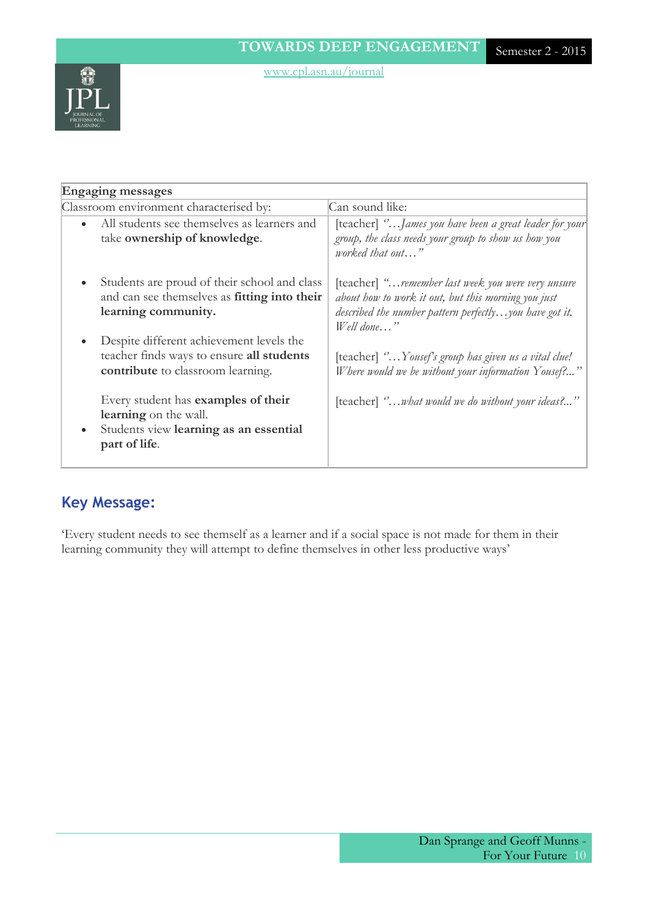| **Engaging messages** | |
|---|---|
| Classroom environment characterised by: | Can sound like: |
| • All students see themselves as learners and take **ownership of knowledge**. | [teacher] *"…James you have been a great leader for your group, the class needs your group to show us how you worked that out…"* |
| • Students are proud of their school and class and can see themselves as **fitting into their learning community.** | [teacher] *"…remember last week you were very unsure about how to work it out, but this morning you just described the number pattern perfectly…you have got it. Well done…"* |
| • Despite different achievement levels the teacher finds ways to ensure **all students contribute** to classroom learning. | [teacher] *"…Yousef's group has given us a vital clue! Where would we be without your information Yousef?..."* |
| Every student has **examples of their learning** on the wall. | [teacher] *"…what would we do without your ideas?..."* |
| • Students view **learning as an essential part of life**. | |

## Key Message:

'Every student needs to see themself as a learner and if a social space is not made for them in their learning community they will attempt to define themselves in other less productive ways'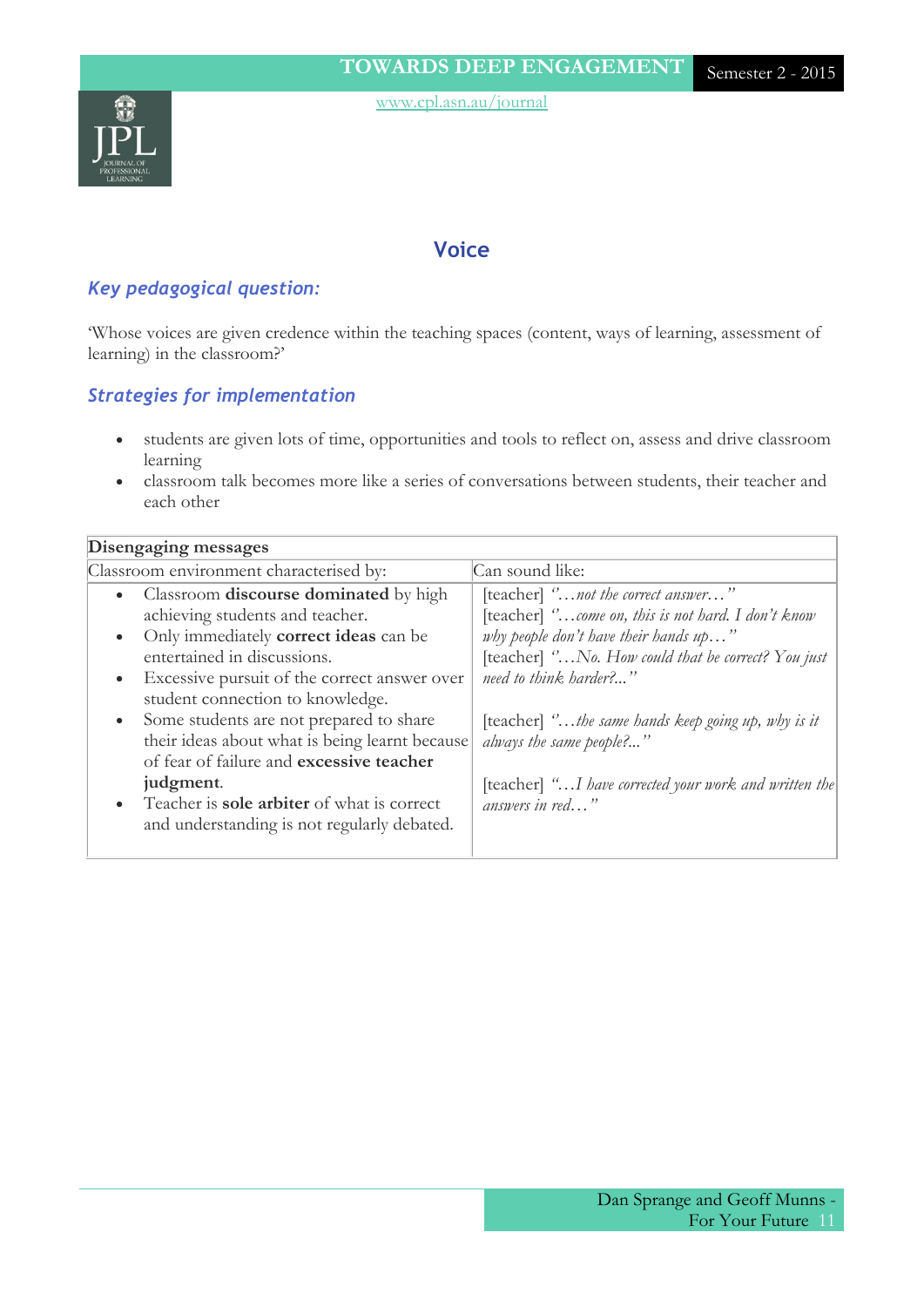## Voice

### *Key pedagogical question:*

'Whose voices are given credence within the teaching spaces (content, ways of learning, assessment of learning) in the classroom?'

### *Strategies for implementation*

- students are given lots of time, opportunities and tools to reflect on, assess and drive classroom learning
- classroom talk becomes more like a series of conversations between students, their teacher and each other

| **Disengaging messages** | |
|---|---|
| Classroom environment characterised by: | Can sound like: |
| • Classroom **discourse dominated** by high achieving students and teacher.<br>• Only immediately **correct ideas** can be entertained in discussions.<br>• Excessive pursuit of the correct answer over student connection to knowledge.<br>• Some students are not prepared to share their ideas about what is being learnt because of fear of failure and **excessive teacher judgment**.<br>• Teacher is **sole arbiter** of what is correct and understanding is not regularly debated. | [teacher] *"…not the correct answer…"*<br>[teacher] *"…come on, this is not hard. I don't know why people don't have their hands up…"*<br>[teacher] *"…No. How could that be correct? You just need to think harder?..."*<br><br>[teacher] *"…the same hands keep going up, why is it always the same people?..."*<br><br>[teacher] *"…I have corrected your work and written the answers in red…"* |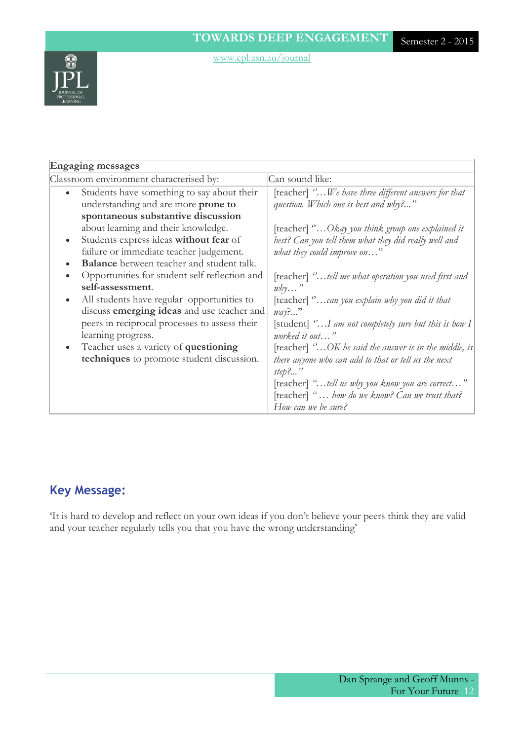| **Engaging messages** | |
|---|---|
| Classroom environment characterised by: | Can sound like: |
| • Students have something to say about their understanding and are more **prone to spontaneous substantive discussion** about learning and their knowledge.<br>• Students express ideas **without fear** of failure or immediate teacher judgement.<br>• **Balance** between teacher and student talk.<br>• Opportunities for student self reflection and **self-assessment**.<br>• All students have regular opportunities to discuss **emerging ideas** and use teacher and peers in reciprocal processes to assess their learning progress.<br>• Teacher uses a variety of **questioning techniques** to promote student discussion. | [teacher] *"…We have three different answers for that question. Which one is best and why?..."*<br><br>[teacher] *"…Okay you think group one explained it best? Can you tell them what they did really well and what they could improve on…"*<br><br>[teacher] *"…tell me what operation you used first and why…"*<br>[teacher] *"…can you explain why you did it that way?..."*<br>[student] *"…I am not completely sure but this is how I worked it out…"*<br>[teacher] *"…OK he said the answer is in the middle, is there anyone who can add to that or tell us the next step?..."*<br>[teacher] *"…tell us why you know you are correct…"*<br>[teacher] *"… how do we know? Can we trust that? How can we be sure?* |

## Key Message:

'It is hard to develop and reflect on your own ideas if you don't believe your peers think they are valid and your teacher regularly tells you that you have the wrong understanding'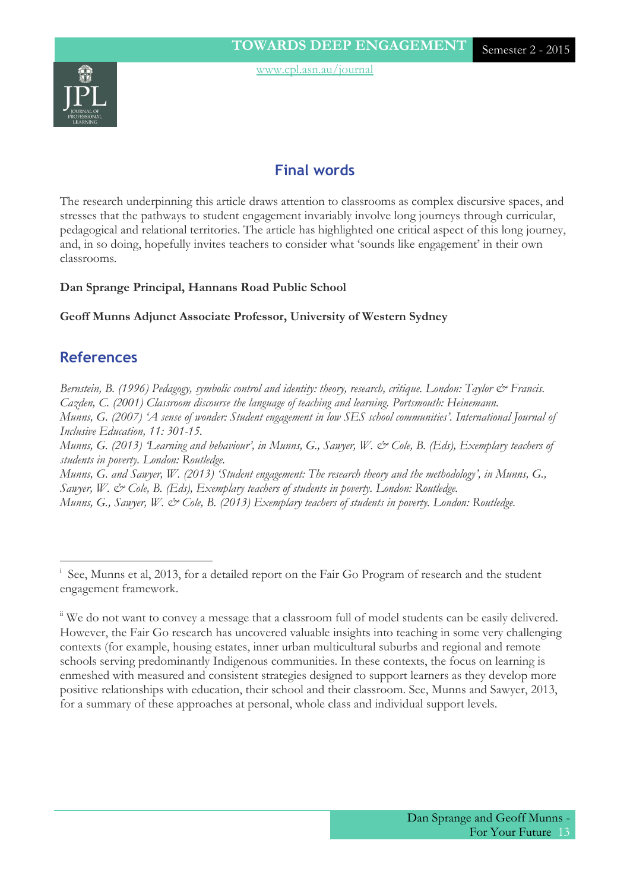## Final words

The research underpinning this article draws attention to classrooms as complex discursive spaces, and stresses that the pathways to student engagement invariably involve long journeys through curricular, pedagogical and relational territories. The article has highlighted one critical aspect of this long journey, and, in so doing, hopefully invites teachers to consider what 'sounds like engagement' in their own classrooms.

**Dan Sprange Principal, Hannans Road Public School**

**Geoff Munns Adjunct Associate Professor, University of Western Sydney**

## References

*Bernstein, B. (1996) Pedagogy, symbolic control and identity: theory, research, critique. London: Taylor & Francis.*
*Cazden, C. (2001) Classroom discourse the language of teaching and learning. Portsmouth: Heinemann.*
*Munns, G. (2007) 'A sense of wonder: Student engagement in low SES school communities'. International Journal of Inclusive Education, 11: 301-15.*
*Munns, G. (2013) 'Learning and behaviour', in Munns, G., Sawyer, W. & Cole, B. (Eds), Exemplary teachers of students in poverty. London: Routledge.*
*Munns, G. and Sawyer, W. (2013) 'Student engagement: The research theory and the methodology', in Munns, G., Sawyer, W. & Cole, B. (Eds), Exemplary teachers of students in poverty. London: Routledge.*
*Munns, G., Sawyer, W. & Cole, B. (2013) Exemplary teachers of students in poverty. London: Routledge.*

---

[i] See, Munns et al, 2013, for a detailed report on the Fair Go Program of research and the student engagement framework.

[ii] We do not want to convey a message that a classroom full of model students can be easily delivered. However, the Fair Go research has uncovered valuable insights into teaching in some very challenging contexts (for example, housing estates, inner urban multicultural suburbs and regional and remote schools serving predominantly Indigenous communities. In these contexts, the focus on learning is enmeshed with measured and consistent strategies designed to support learners as they develop more positive relationships with education, their school and their classroom. See, Munns and Sawyer, 2013, for a summary of these approaches at personal, whole class and individual support levels.